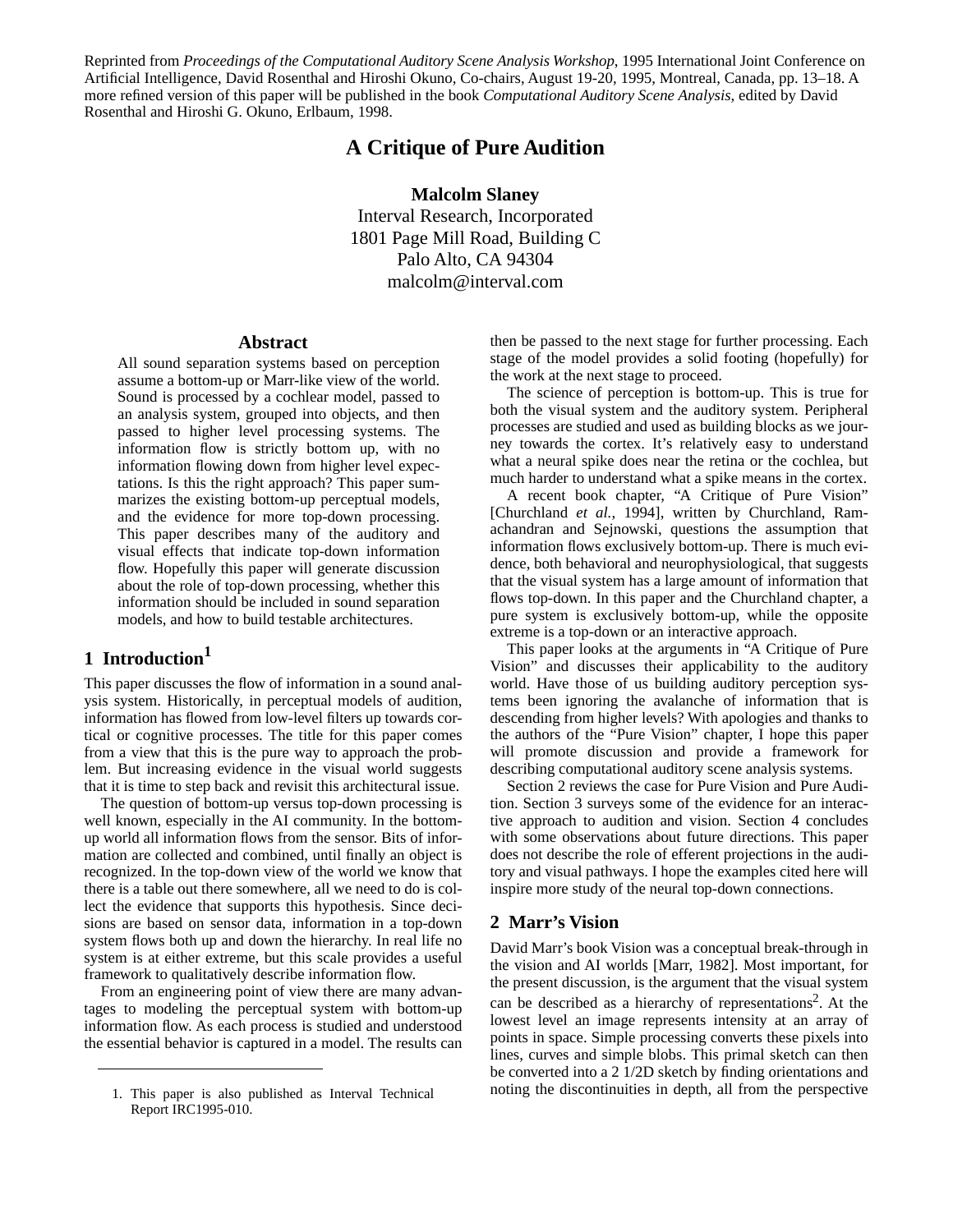Reprinted from *Proceedings of the Computational Auditory Scene Analysis Workshop*, 1995 International Joint Conference on Artificial Intelligence, David Rosenthal and Hiroshi Okuno, Co-chairs, August 19-20, 1995, Montreal, Canada, pp. 13–18. A more refined version of this paper will be published in the book *Computational Auditory Scene Analysis*, edited by David Rosenthal and Hiroshi G. Okuno, Erlbaum, 1998.

# A Critique of Pure Audition

**Malcolm Slaney**
Interval Research, Incorporated
1801 Page Mill Road, Building C
Palo Alto, CA 94304
malcolm@interval.com

## Abstract

All sound separation systems based on perception assume a bottom-up or Marr-like view of the world. Sound is processed by a cochlear model, passed to an analysis system, grouped into objects, and then passed to higher level processing systems. The information flow is strictly bottom up, with no information flowing down from higher level expectations. Is this the right approach? This paper summarizes the existing bottom-up perceptual models, and the evidence for more top-down processing. This paper describes many of the auditory and visual effects that indicate top-down information flow. Hopefully this paper will generate discussion about the role of top-down processing, whether this information should be included in sound separation models, and how to build testable architectures.

## 1 Introduction[1]

This paper discusses the flow of information in a sound analysis system. Historically, in perceptual models of audition, information has flowed from low-level filters up towards cortical or cognitive processes. The title for this paper comes from a view that this is the pure way to approach the problem. But increasing evidence in the visual world suggests that it is time to step back and revisit this architectural issue.

The question of bottom-up versus top-down processing is well known, especially in the AI community. In the bottom-up world all information flows from the sensor. Bits of information are collected and combined, until finally an object is recognized. In the top-down view of the world we know that there is a table out there somewhere, all we need to do is collect the evidence that supports this hypothesis. Since decisions are based on sensor data, information in a top-down system flows both up and down the hierarchy. In real life no system is at either extreme, but this scale provides a useful framework to qualitatively describe information flow.

From an engineering point of view there are many advantages to modeling the perceptual system with bottom-up information flow. As each process is studied and understood the essential behavior is captured in a model. The results can then be passed to the next stage for further processing. Each stage of the model provides a solid footing (hopefully) for the work at the next stage to proceed.

The science of perception is bottom-up. This is true for both the visual system and the auditory system. Peripheral processes are studied and used as building blocks as we journey towards the cortex. It's relatively easy to understand what a neural spike does near the retina or the cochlea, but much harder to understand what a spike means in the cortex.

A recent book chapter, "A Critique of Pure Vision" [Churchland *et al.*, 1994], written by Churchland, Ramachandran and Sejnowski, questions the assumption that information flows exclusively bottom-up. There is much evidence, both behavioral and neurophysiological, that suggests that the visual system has a large amount of information that flows top-down. In this paper and the Churchland chapter, a pure system is exclusively bottom-up, while the opposite extreme is a top-down or an interactive approach.

This paper looks at the arguments in "A Critique of Pure Vision" and discusses their applicability to the auditory world. Have those of us building auditory perception systems been ignoring the avalanche of information that is descending from higher levels? With apologies and thanks to the authors of the "Pure Vision" chapter, I hope this paper will promote discussion and provide a framework for describing computational auditory scene analysis systems.

Section 2 reviews the case for Pure Vision and Pure Audition. Section 3 surveys some of the evidence for an interactive approach to audition and vision. Section 4 concludes with some observations about future directions. This paper does not describe the role of efferent projections in the auditory and visual pathways. I hope the examples cited here will inspire more study of the neural top-down connections.

## 2 Marr's Vision

David Marr's book Vision was a conceptual break-through in the vision and AI worlds [Marr, 1982]. Most important, for the present discussion, is the argument that the visual system can be described as a hierarchy of representations[2]. At the lowest level an image represents intensity at an array of points in space. Simple processing converts these pixels into lines, curves and simple blobs. This primal sketch can then be converted into a 2 1/2D sketch by finding orientations and noting the discontinuities in depth, all from the perspective

1. This paper is also published as Interval Technical Report IRC1995-010.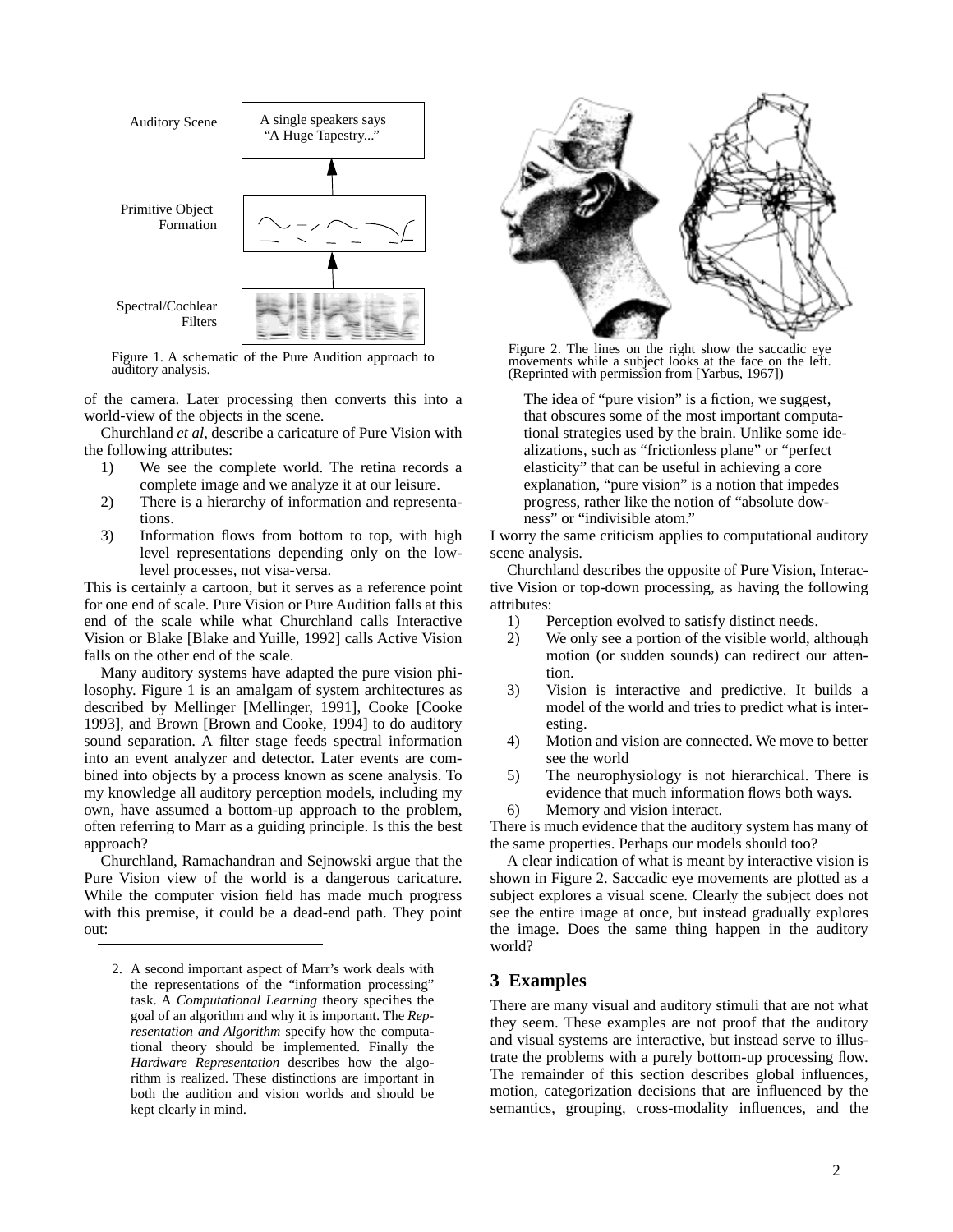Auditory Scene — A single speakers says "A Huge Tapestry..."

Primitive Object Formation

Spectral/Cochlear Filters

Figure 1. A schematic of the Pure Audition approach to auditory analysis.

Figure 2. The lines on the right show the saccadic eye movements while a subject looks at the face on the left. (Reprinted with permission from [Yarbus, 1967])

of the camera. Later processing then converts this into a world-view of the objects in the scene.

Churchland *et al*, describe a caricature of Pure Vision with the following attributes:

1) We see the complete world. The retina records a complete image and we analyze it at our leisure.
2) There is a hierarchy of information and representations.
3) Information flows from bottom to top, with high level representations depending only on the low-level processes, not visa-versa.

This is certainly a cartoon, but it serves as a reference point for one end of scale. Pure Vision or Pure Audition falls at this end of the scale while what Churchland calls Interactive Vision or Blake [Blake and Yuille, 1992] calls Active Vision falls on the other end of the scale.

Many auditory systems have adapted the pure vision philosophy. Figure 1 is an amalgam of system architectures as described by Mellinger [Mellinger, 1991], Cooke [Cooke 1993], and Brown [Brown and Cooke, 1994] to do auditory sound separation. A filter stage feeds spectral information into an event analyzer and detector. Later events are combined into objects by a process known as scene analysis. To my knowledge all auditory perception models, including my own, have assumed a bottom-up approach to the problem, often referring to Marr as a guiding principle. Is this the best approach?

Churchland, Ramachandran and Sejnowski argue that the Pure Vision view of the world is a dangerous caricature. While the computer vision field has made much progress with this premise, it could be a dead-end path. They point out:

> The idea of "pure vision" is a fiction, we suggest, that obscures some of the most important computational strategies used by the brain. Unlike some idealizations, such as "frictionless plane" or "perfect elasticity" that can be useful in achieving a core explanation, "pure vision" is a notion that impedes progress, rather like the notion of "absolute downess" or "indivisible atom."

I worry the same criticism applies to computational auditory scene analysis.

Churchland describes the opposite of Pure Vision, Interactive Vision or top-down processing, as having the following attributes:

1) Perception evolved to satisfy distinct needs.
2) We only see a portion of the visible world, although motion (or sudden sounds) can redirect our attention.
3) Vision is interactive and predictive. It builds a model of the world and tries to predict what is interesting.
4) Motion and vision are connected. We move to better see the world
5) The neurophysiology is not hierarchical. There is evidence that much information flows both ways.
6) Memory and vision interact.

There is much evidence that the auditory system has many of the same properties. Perhaps our models should too?

A clear indication of what is meant by interactive vision is shown in Figure 2. Saccadic eye movements are plotted as a subject explores a visual scene. Clearly the subject does not see the entire image at once, but instead gradually explores the image. Does the same thing happen in the auditory world?

## 3 Examples

There are many visual and auditory stimuli that are not what they seem. These examples are not proof that the auditory and visual systems are interactive, but instead serve to illustrate the problems with a purely bottom-up processing flow. The remainder of this section describes global influences, motion, categorization decisions that are influenced by the semantics, grouping, cross-modality influences, and the

2. A second important aspect of Marr's work deals with the representations of the "information processing" task. A *Computational Learning* theory specifies the goal of an algorithm and why it is important. The *Representation and Algorithm* specify how the computational theory should be implemented. Finally the *Hardware Representation* describes how the algorithm is realized. These distinctions are important in both the audition and vision worlds and should be kept clearly in mind.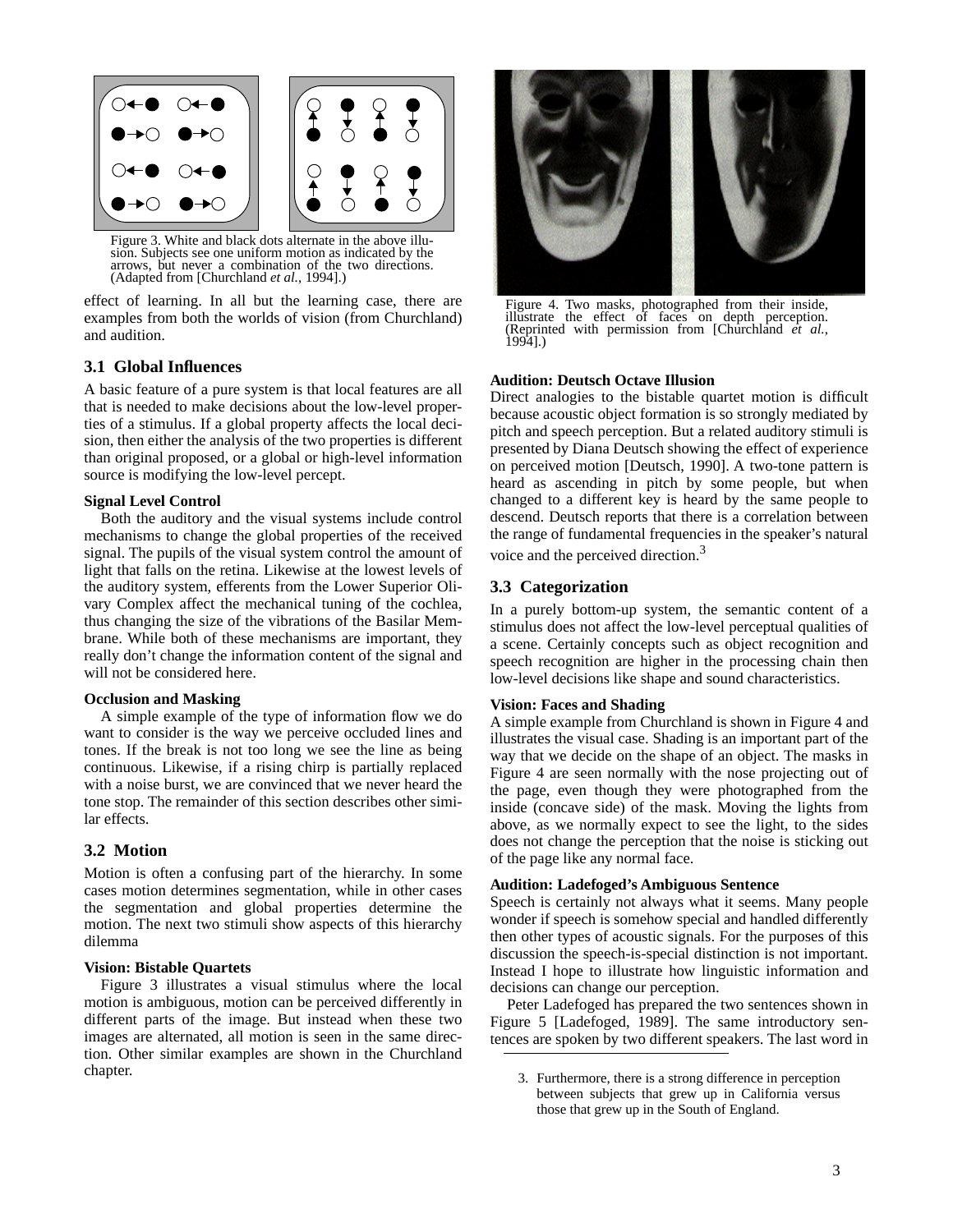Figure 3. White and black dots alternate in the above illusion. Subjects see one uniform motion as indicated by the arrows, but never a combination of the two directions. (Adapted from [Churchland *et al.*, 1994].)

effect of learning. In all but the learning case, there are examples from both the worlds of vision (from Churchland) and audition.

## 3.1 Global Influences

A basic feature of a pure system is that local features are all that is needed to make decisions about the low-level properties of a stimulus. If a global property affects the local decision, then either the analysis of the two properties is different than original proposed, or a global or high-level information source is modifying the low-level percept.

**Signal Level Control**

Both the auditory and the visual systems include control mechanisms to change the global properties of the received signal. The pupils of the visual system control the amount of light that falls on the retina. Likewise at the lowest levels of the auditory system, efferents from the Lower Superior Olivary Complex affect the mechanical tuning of the cochlea, thus changing the size of the vibrations of the Basilar Membrane. While both of these mechanisms are important, they really don't change the information content of the signal and will not be considered here.

**Occlusion and Masking**

A simple example of the type of information flow we do want to consider is the way we perceive occluded lines and tones. If the break is not too long we see the line as being continuous. Likewise, if a rising chirp is partially replaced with a noise burst, we are convinced that we never heard the tone stop. The remainder of this section describes other similar effects.

## 3.2 Motion

Motion is often a confusing part of the hierarchy. In some cases motion determines segmentation, while in other cases the segmentation and global properties determine the motion. The next two stimuli show aspects of this hierarchy dilemma

**Vision: Bistable Quartets**

Figure 3 illustrates a visual stimulus where the local motion is ambiguous, motion can be perceived differently in different parts of the image. But instead when these two images are alternated, all motion is seen in the same direction. Other similar examples are shown in the Churchland chapter.

Figure 4. Two masks, photographed from their inside, illustrate the effect of faces on depth perception. (Reprinted with permission from [Churchland *et al.*, 1994].)

**Audition: Deutsch Octave Illusion**

Direct analogies to the bistable quartet motion is difficult because acoustic object formation is so strongly mediated by pitch and speech perception. But a related auditory stimuli is presented by Diana Deutsch showing the effect of experience on perceived motion [Deutsch, 1990]. A two-tone pattern is heard as ascending in pitch by some people, but when changed to a different key is heard by the same people to descend. Deutsch reports that there is a correlation between the range of fundamental frequencies in the speaker's natural voice and the perceived direction.[3]

## 3.3 Categorization

In a purely bottom-up system, the semantic content of a stimulus does not affect the low-level perceptual qualities of a scene. Certainly concepts such as object recognition and speech recognition are higher in the processing chain then low-level decisions like shape and sound characteristics.

**Vision: Faces and Shading**

A simple example from Churchland is shown in Figure 4 and illustrates the visual case. Shading is an important part of the way that we decide on the shape of an object. The masks in Figure 4 are seen normally with the nose projecting out of the page, even though they were photographed from the inside (concave side) of the mask. Moving the lights from above, as we normally expect to see the light, to the sides does not change the perception that the noise is sticking out of the page like any normal face.

**Audition: Ladefoged's Ambiguous Sentence**

Speech is certainly not always what it seems. Many people wonder if speech is somehow special and handled differently then other types of acoustic signals. For the purposes of this discussion the speech-is-special distinction is not important. Instead I hope to illustrate how linguistic information and decisions can change our perception.

Peter Ladefoged has prepared the two sentences shown in Figure 5 [Ladefoged, 1989]. The same introductory sentences are spoken by two different speakers. The last word in

3. Furthermore, there is a strong difference in perception between subjects that grew up in California versus those that grew up in the South of England.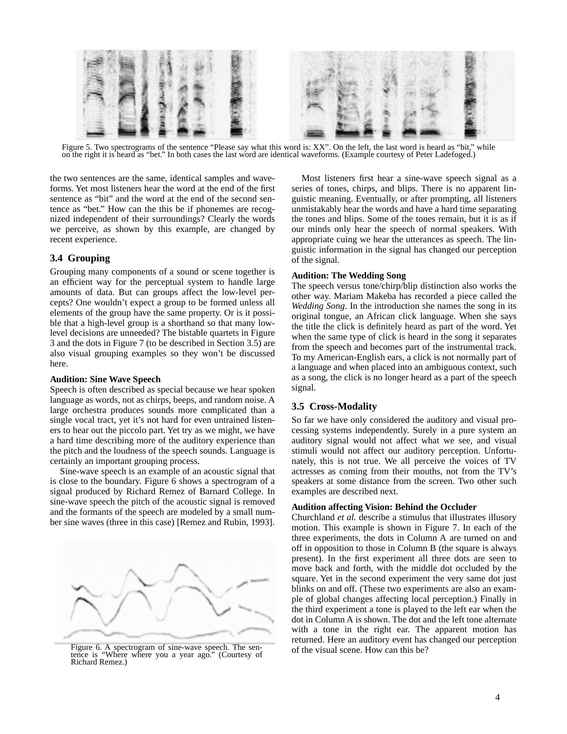Figure 5. Two spectrograms of the sentence "Please say what this word is: XX". On the left, the last word is heard as "bit," while on the right it is heard as "bet." In both cases the last word are identical waveforms. (Example courtesy of Peter Ladefoged.)

the two sentences are the same, identical samples and waveforms. Yet most listeners hear the word at the end of the first sentence as "bit" and the word at the end of the second sentence as "bet." How can the this be if phonemes are recognized independent of their surroundings? Clearly the words we perceive, as shown by this example, are changed by recent experience.

### 3.4 Grouping

Grouping many components of a sound or scene together is an efficient way for the perceptual system to handle large amounts of data. But can groups affect the low-level percepts? One wouldn't expect a group to be formed unless all elements of the group have the same property. Or is it possible that a high-level group is a shorthand so that many low-level decisions are unneeded? The bistable quartets in Figure 3 and the dots in Figure 7 (to be described in Section 3.5) are also visual grouping examples so they won't be discussed here.

**Audition: Sine Wave Speech**

Speech is often described as special because we hear spoken language as words, not as chirps, beeps, and random noise. A large orchestra produces sounds more complicated than a single vocal tract, yet it's not hard for even untrained listeners to hear out the piccolo part. Yet try as we might, we have a hard time describing more of the auditory experience than the pitch and the loudness of the speech sounds. Language is certainly an important grouping process.

Sine-wave speech is an example of an acoustic signal that is close to the boundary. Figure 6 shows a spectrogram of a signal produced by Richard Remez of Barnard College. In sine-wave speech the pitch of the acoustic signal is removed and the formants of the speech are modeled by a small number sine waves (three in this case) [Remez and Rubin, 1993].

Figure 6. A spectrogram of sine-wave speech. The sentence is "Where where you a year ago." (Courtesy of Richard Remez.)

Most listeners first hear a sine-wave speech signal as a series of tones, chirps, and blips. There is no apparent linguistic meaning. Eventually, or after prompting, all listeners unmistakably hear the words and have a hard time separating the tones and blips. Some of the tones remain, but it is as if our minds only hear the speech of normal speakers. With appropriate cuing we hear the utterances as speech. The linguistic information in the signal has changed our perception of the signal.

**Audition: The Wedding Song**

The speech versus tone/chirp/blip distinction also works the other way. Mariam Makeba has recorded a piece called the *Wedding Song*. In the introduction she names the song in its original tongue, an African click language. When she says the title the click is definitely heard as part of the word. Yet when the same type of click is heard in the song it separates from the speech and becomes part of the instrumental track. To my American-English ears, a click is not normally part of a language and when placed into an ambiguous context, such as a song, the click is no longer heard as a part of the speech signal.

### 3.5 Cross-Modality

So far we have only considered the auditory and visual processing systems independently. Surely in a pure system an auditory signal would not affect what we see, and visual stimuli would not affect our auditory perception. Unfortunately, this is not true. We all perceive the voices of TV actresses as coming from their mouths, not from the TV's speakers at some distance from the screen. Two other such examples are described next.

**Audition affecting Vision: Behind the Occluder**

Churchland *et al.* describe a stimulus that illustrates illusory motion. This example is shown in Figure 7. In each of the three experiments, the dots in Column A are turned on and off in opposition to those in Column B (the square is always present). In the first experiment all three dots are seen to move back and forth, with the middle dot occluded by the square. Yet in the second experiment the very same dot just blinks on and off. (These two experiments are also an example of global changes affecting local perception.) Finally in the third experiment a tone is played to the left ear when the dot in Column A is shown. The dot and the left tone alternate with a tone in the right ear. The apparent motion has returned. Here an auditory event has changed our perception of the visual scene. How can this be?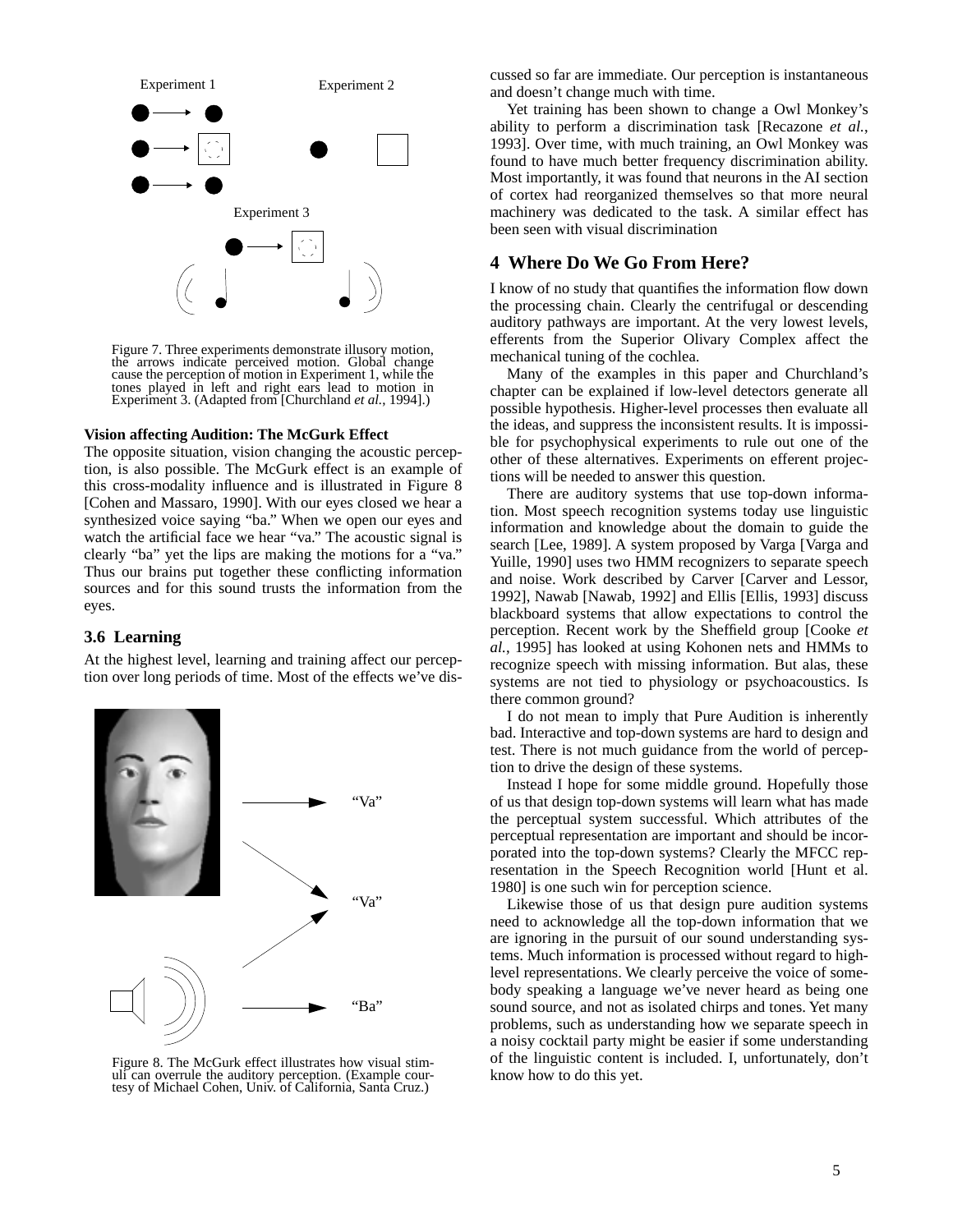Figure 7. Three experiments demonstrate illusory motion, the arrows indicate perceived motion. Global change cause the perception of motion in Experiment 1, while the tones played in left and right ears lead to motion in Experiment 3. (Adapted from [Churchland *et al.*, 1994].)

**Vision affecting Audition: The McGurk Effect**

The opposite situation, vision changing the acoustic perception, is also possible. The McGurk effect is an example of this cross-modality influence and is illustrated in Figure 8 [Cohen and Massaro, 1990]. With our eyes closed we hear a synthesized voice saying "ba." When we open our eyes and watch the artificial face we hear "va." The acoustic signal is clearly "ba" yet the lips are making the motions for a "va." Thus our brains put together these conflicting information sources and for this sound trusts the information from the eyes.

### 3.6 Learning

At the highest level, learning and training affect our perception over long periods of time. Most of the effects we've discussed so far are immediate. Our perception is instantaneous and doesn't change much with time.

Yet training has been shown to change a Owl Monkey's ability to perform a discrimination task [Recazone *et al.*, 1993]. Over time, with much training, an Owl Monkey was found to have much better frequency discrimination ability. Most importantly, it was found that neurons in the AI section of cortex had reorganized themselves so that more neural machinery was dedicated to the task. A similar effect has been seen with visual discrimination

Figure 8. The McGurk effect illustrates how visual stimuli can overrule the auditory perception. (Example courtesy of Michael Cohen, Univ. of California, Santa Cruz.)

## 4 Where Do We Go From Here?

I know of no study that quantifies the information flow down the processing chain. Clearly the centrifugal or descending auditory pathways are important. At the very lowest levels, efferents from the Superior Olivary Complex affect the mechanical tuning of the cochlea.

Many of the examples in this paper and Churchland's chapter can be explained if low-level detectors generate all possible hypothesis. Higher-level processes then evaluate all the ideas, and suppress the inconsistent results. It is impossible for psychophysical experiments to rule out one of the other of these alternatives. Experiments on efferent projections will be needed to answer this question.

There are auditory systems that use top-down information. Most speech recognition systems today use linguistic information and knowledge about the domain to guide the search [Lee, 1989]. A system proposed by Varga [Varga and Yuille, 1990] uses two HMM recognizers to separate speech and noise. Work described by Carver [Carver and Lessor, 1992], Nawab [Nawab, 1992] and Ellis [Ellis, 1993] discuss blackboard systems that allow expectations to control the perception. Recent work by the Sheffield group [Cooke *et al.*, 1995] has looked at using Kohonen nets and HMMs to recognize speech with missing information. But alas, these systems are not tied to physiology or psychoacoustics. Is there common ground?

I do not mean to imply that Pure Audition is inherently bad. Interactive and top-down systems are hard to design and test. There is not much guidance from the world of perception to drive the design of these systems.

Instead I hope for some middle ground. Hopefully those of us that design top-down systems will learn what has made the perceptual system successful. Which attributes of the perceptual representation are important and should be incorporated into the top-down systems? Clearly the MFCC representation in the Speech Recognition world [Hunt et al. 1980] is one such win for perception science.

Likewise those of us that design pure audition systems need to acknowledge all the top-down information that we are ignoring in the pursuit of our sound understanding systems. Much information is processed without regard to high-level representations. We clearly perceive the voice of somebody speaking a language we've never heard as being one sound source, and not as isolated chirps and tones. Yet many problems, such as understanding how we separate speech in a noisy cocktail party might be easier if some understanding of the linguistic content is included. I, unfortunately, don't know how to do this yet.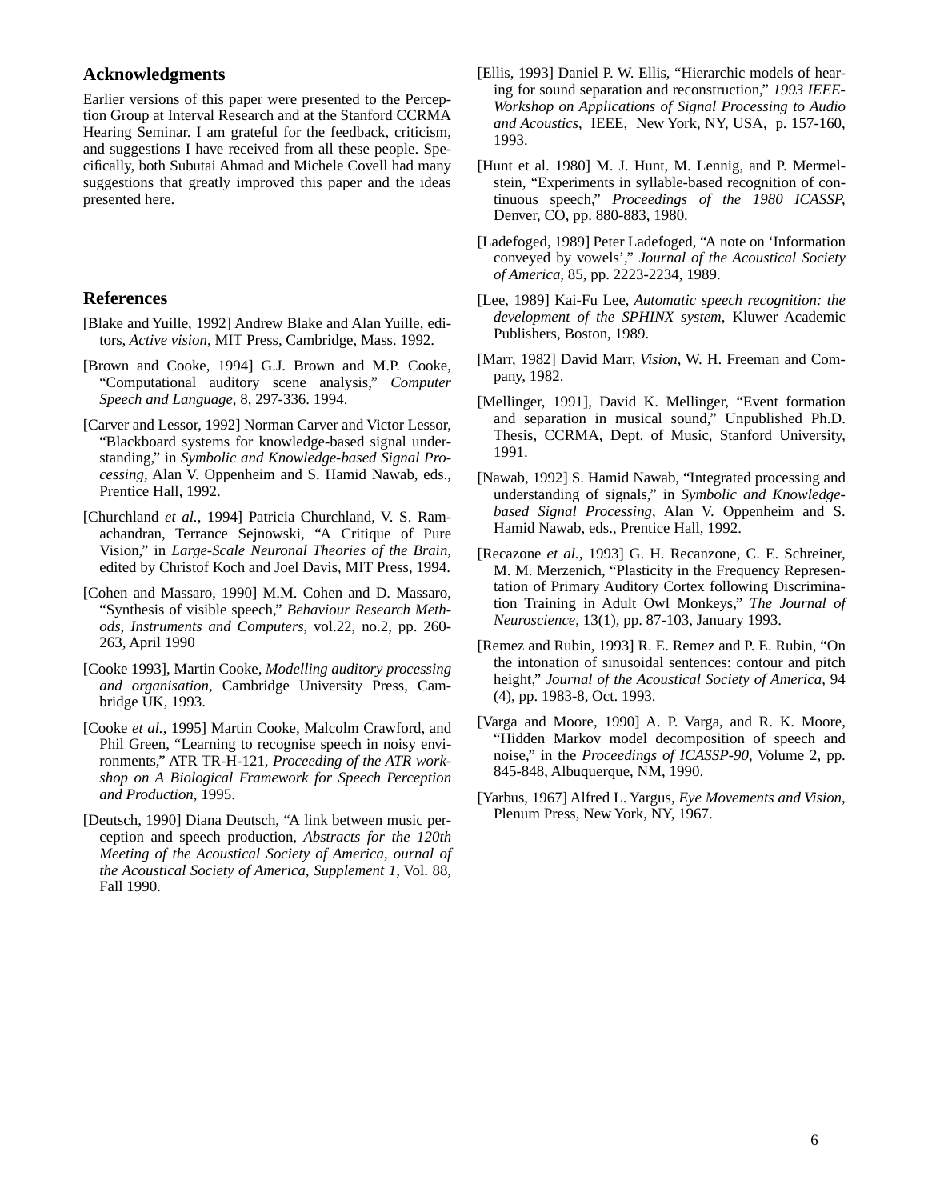## Acknowledgments

Earlier versions of this paper were presented to the Perception Group at Interval Research and at the Stanford CCRMA Hearing Seminar. I am grateful for the feedback, criticism, and suggestions I have received from all these people. Specifically, both Subutai Ahmad and Michele Covell had many suggestions that greatly improved this paper and the ideas presented here.

## References

[Blake and Yuille, 1992] Andrew Blake and Alan Yuille, editors, *Active vision*, MIT Press, Cambridge, Mass. 1992.

[Brown and Cooke, 1994] G.J. Brown and M.P. Cooke, "Computational auditory scene analysis," *Computer Speech and Language*, 8, 297-336. 1994.

[Carver and Lessor, 1992] Norman Carver and Victor Lessor, "Blackboard systems for knowledge-based signal understanding," in *Symbolic and Knowledge-based Signal Processing*, Alan V. Oppenheim and S. Hamid Nawab, eds., Prentice Hall, 1992.

[Churchland *et al.*, 1994] Patricia Churchland, V. S. Ramachandran, Terrance Sejnowski, "A Critique of Pure Vision," in *Large-Scale Neuronal Theories of the Brain*, edited by Christof Koch and Joel Davis, MIT Press, 1994.

[Cohen and Massaro, 1990] M.M. Cohen and D. Massaro, "Synthesis of visible speech," *Behaviour Research Methods, Instruments and Computers*, vol.22, no.2, pp. 260-263, April 1990

[Cooke 1993], Martin Cooke, *Modelling auditory processing and organisation*, Cambridge University Press, Cambridge UK, 1993.

[Cooke *et al.*, 1995] Martin Cooke, Malcolm Crawford, and Phil Green, "Learning to recognise speech in noisy environments," ATR TR-H-121, *Proceeding of the ATR workshop on A Biological Framework for Speech Perception and Production*, 1995.

[Deutsch, 1990] Diana Deutsch, "A link between music perception and speech production, *Abstracts for the 120th Meeting of the Acoustical Society of America, ournal of the Acoustical Society of America, Supplement 1*, Vol. 88, Fall 1990.

[Ellis, 1993] Daniel P. W. Ellis, "Hierarchic models of hearing for sound separation and reconstruction," *1993 IEEE-Workshop on Applications of Signal Processing to Audio and Acoustics*, IEEE, New York, NY, USA, p. 157-160, 1993.

[Hunt et al. 1980] M. J. Hunt, M. Lennig, and P. Mermelstein, "Experiments in syllable-based recognition of continuous speech," *Proceedings of the 1980 ICASSP*, Denver, CO, pp. 880-883, 1980.

[Ladefoged, 1989] Peter Ladefoged, "A note on 'Information conveyed by vowels'," *Journal of the Acoustical Society of America*, 85, pp. 2223-2234, 1989.

[Lee, 1989] Kai-Fu Lee, *Automatic speech recognition: the development of the SPHINX system*, Kluwer Academic Publishers, Boston, 1989.

[Marr, 1982] David Marr, *Vision*, W. H. Freeman and Company, 1982.

[Mellinger, 1991], David K. Mellinger, "Event formation and separation in musical sound," Unpublished Ph.D. Thesis, CCRMA, Dept. of Music, Stanford University, 1991.

[Nawab, 1992] S. Hamid Nawab, "Integrated processing and understanding of signals," in *Symbolic and Knowledge-based Signal Processing*, Alan V. Oppenheim and S. Hamid Nawab, eds., Prentice Hall, 1992.

[Recazone *et al.*, 1993] G. H. Recanzone, C. E. Schreiner, M. M. Merzenich, "Plasticity in the Frequency Representation of Primary Auditory Cortex following Discrimination Training in Adult Owl Monkeys," *The Journal of Neuroscience*, 13(1), pp. 87-103, January 1993.

[Remez and Rubin, 1993] R. E. Remez and P. E. Rubin, "On the intonation of sinusoidal sentences: contour and pitch height," *Journal of the Acoustical Society of America*, 94 (4), pp. 1983-8, Oct. 1993.

[Varga and Moore, 1990] A. P. Varga, and R. K. Moore, "Hidden Markov model decomposition of speech and noise," in the *Proceedings of ICASSP-90*, Volume 2, pp. 845-848, Albuquerque, NM, 1990.

[Yarbus, 1967] Alfred L. Yargus, *Eye Movements and Vision*, Plenum Press, New York, NY, 1967.